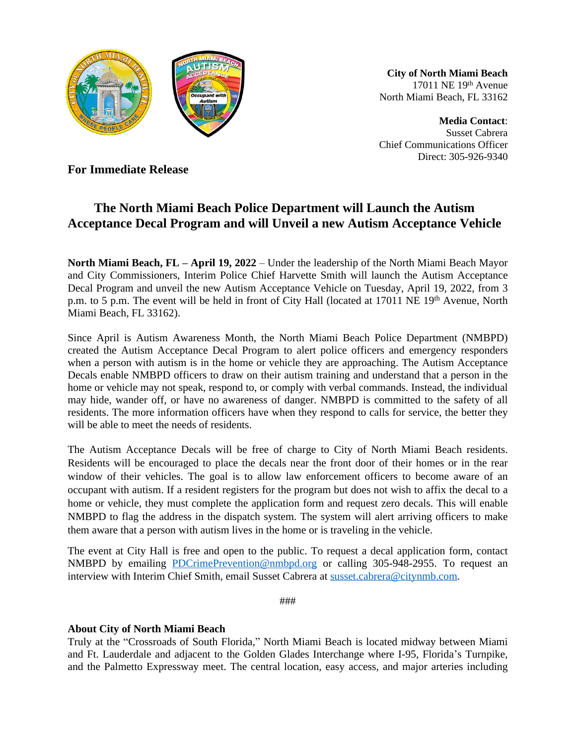**City of North Miami Beach**
17011 NE 19th Avenue
North Miami Beach, FL 33162

**Media Contact**:
Susset Cabrera
Chief Communications Officer
Direct: 305-926-9340

**For Immediate Release**

## The North Miami Beach Police Department will Launch the Autism Acceptance Decal Program and will Unveil a new Autism Acceptance Vehicle

**North Miami Beach, FL – April 19, 2022** – Under the leadership of the North Miami Beach Mayor and City Commissioners, Interim Police Chief Harvette Smith will launch the Autism Acceptance Decal Program and unveil the new Autism Acceptance Vehicle on Tuesday, April 19, 2022, from 3 p.m. to 5 p.m. The event will be held in front of City Hall (located at 17011 NE 19th Avenue, North Miami Beach, FL 33162).

Since April is Autism Awareness Month, the North Miami Beach Police Department (NMBPD) created the Autism Acceptance Decal Program to alert police officers and emergency responders when a person with autism is in the home or vehicle they are approaching. The Autism Acceptance Decals enable NMBPD officers to draw on their autism training and understand that a person in the home or vehicle may not speak, respond to, or comply with verbal commands. Instead, the individual may hide, wander off, or have no awareness of danger. NMBPD is committed to the safety of all residents. The more information officers have when they respond to calls for service, the better they will be able to meet the needs of residents.

The Autism Acceptance Decals will be free of charge to City of North Miami Beach residents. Residents will be encouraged to place the decals near the front door of their homes or in the rear window of their vehicles. The goal is to allow law enforcement officers to become aware of an occupant with autism. If a resident registers for the program but does not wish to affix the decal to a home or vehicle, they must complete the application form and request zero decals. This will enable NMBPD to flag the address in the dispatch system. The system will alert arriving officers to make them aware that a person with autism lives in the home or is traveling in the vehicle.

The event at City Hall is free and open to the public. To request a decal application form, contact NMBPD by emailing PDCrimePrevention@nmbpd.org or calling 305-948-2955. To request an interview with Interim Chief Smith, email Susset Cabrera at susset.cabrera@citynmb.com.

###

**About City of North Miami Beach**

Truly at the "Crossroads of South Florida," North Miami Beach is located midway between Miami and Ft. Lauderdale and adjacent to the Golden Glades Interchange where I-95, Florida's Turnpike, and the Palmetto Expressway meet. The central location, easy access, and major arteries including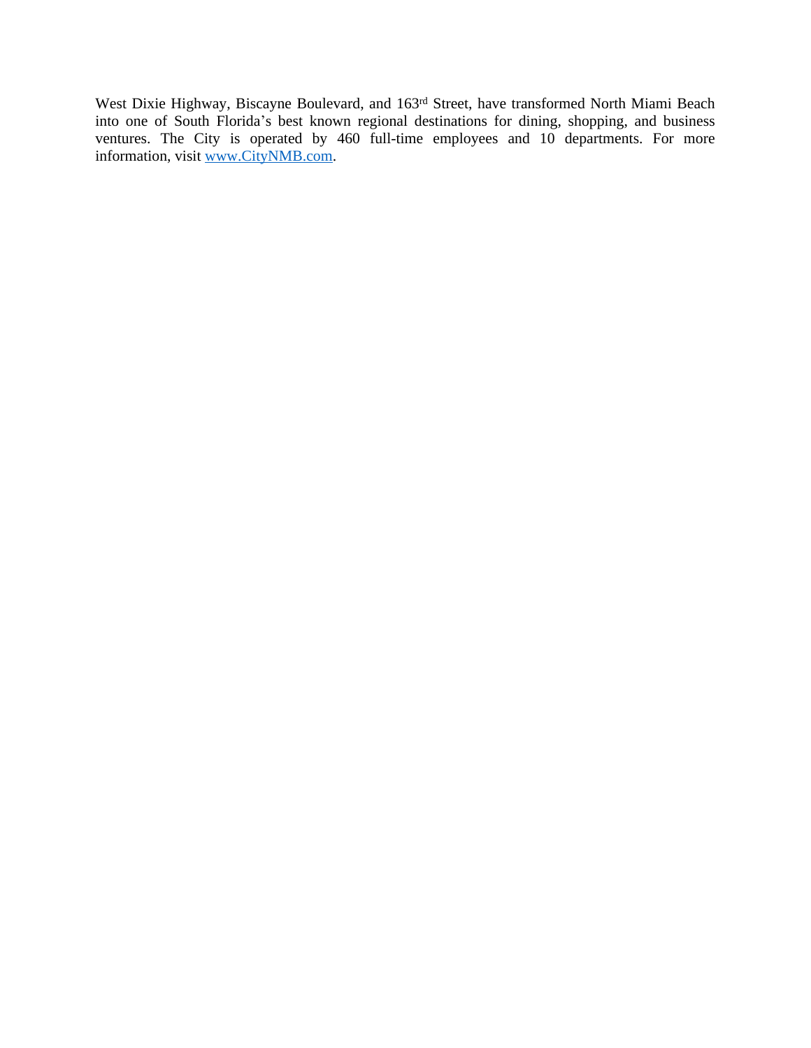West Dixie Highway, Biscayne Boulevard, and 163rd Street, have transformed North Miami Beach into one of South Florida's best known regional destinations for dining, shopping, and business ventures. The City is operated by 460 full-time employees and 10 departments. For more information, visit [www.CityNMB.com](http://www.CityNMB.com).